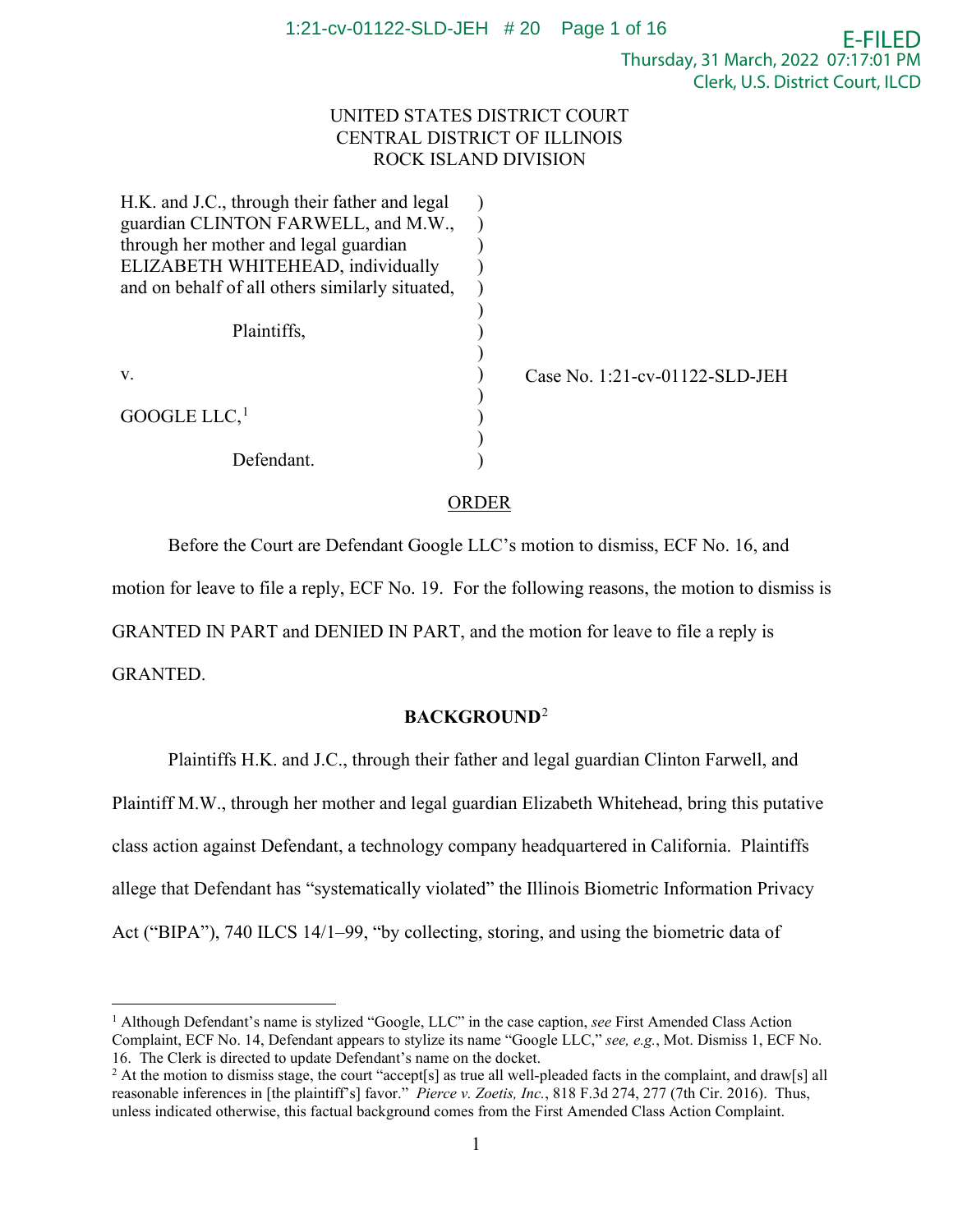UNITED STATES DISTRICT COURT
CENTRAL DISTRICT OF ILLINOIS
ROCK ISLAND DIVISION

H.K. and J.C., through their father and legal guardian CLINTON FARWELL, and M.W., through her mother and legal guardian ELIZABETH WHITEHEAD, individually and on behalf of all others similarly situated,

Plaintiffs,

v.

GOOGLE LLC,[1]

Defendant.

Case No. 1:21-cv-01122-SLD-JEH

## ORDER

Before the Court are Defendant Google LLC's motion to dismiss, ECF No. 16, and motion for leave to file a reply, ECF No. 19. For the following reasons, the motion to dismiss is GRANTED IN PART and DENIED IN PART, and the motion for leave to file a reply is GRANTED.

## BACKGROUND[2]

Plaintiffs H.K. and J.C., through their father and legal guardian Clinton Farwell, and Plaintiff M.W., through her mother and legal guardian Elizabeth Whitehead, bring this putative class action against Defendant, a technology company headquartered in California. Plaintiffs allege that Defendant has "systematically violated" the Illinois Biometric Information Privacy Act ("BIPA"), 740 ILCS 14/1–99, "by collecting, storing, and using the biometric data of

---

[1] Although Defendant's name is stylized "Google, LLC" in the case caption, *see* First Amended Class Action Complaint, ECF No. 14, Defendant appears to stylize its name "Google LLC," *see, e.g.*, Mot. Dismiss 1, ECF No. 16. The Clerk is directed to update Defendant's name on the docket.

[2] At the motion to dismiss stage, the court "accept[s] as true all well-pleaded facts in the complaint, and draw[s] all reasonable inferences in [the plaintiff's] favor." *Pierce v. Zoetis, Inc.*, 818 F.3d 274, 277 (7th Cir. 2016). Thus, unless indicated otherwise, this factual background comes from the First Amended Class Action Complaint.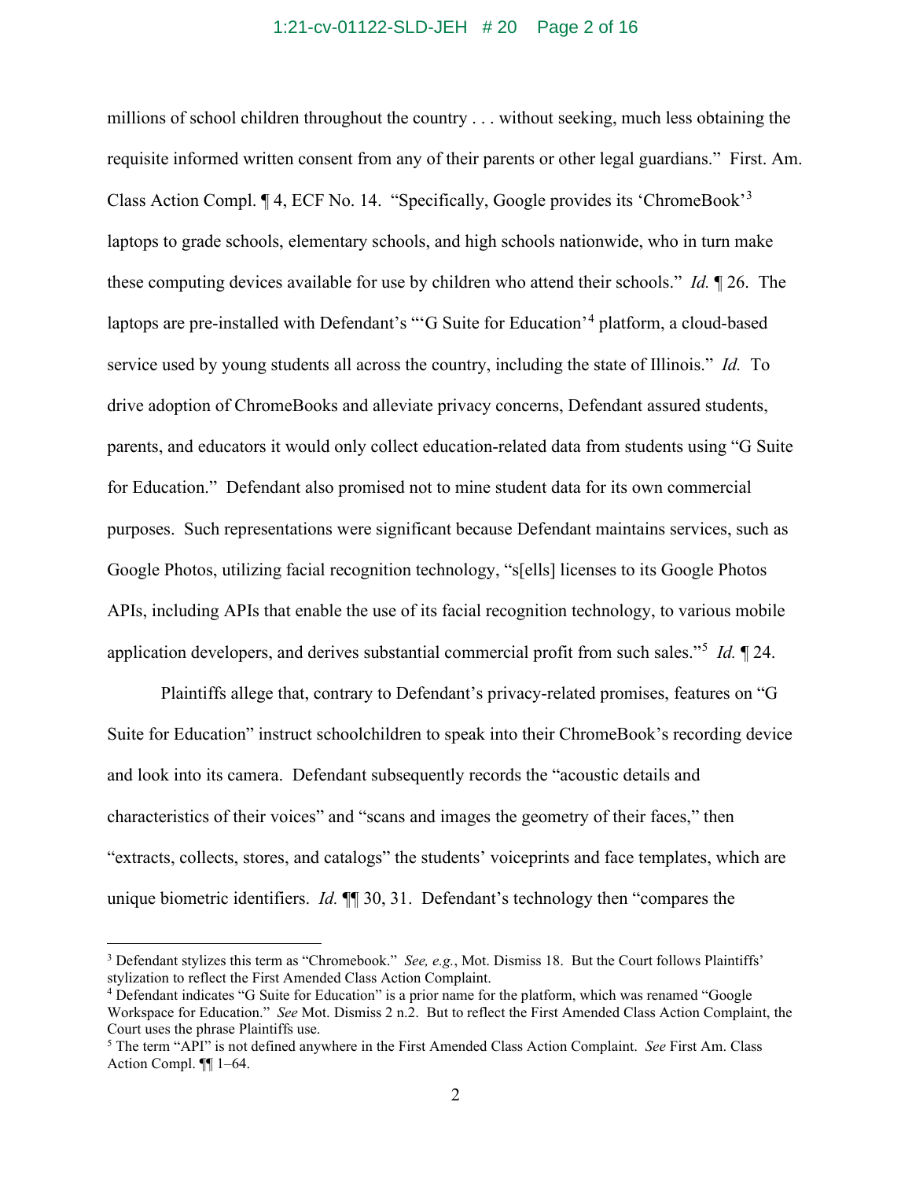millions of school children throughout the country . . . without seeking, much less obtaining the requisite informed written consent from any of their parents or other legal guardians." First. Am. Class Action Compl. ¶ 4, ECF No. 14. "Specifically, Google provides its 'ChromeBook'[3] laptops to grade schools, elementary schools, and high schools nationwide, who in turn make these computing devices available for use by children who attend their schools." *Id.* ¶ 26. The laptops are pre-installed with Defendant's "'G Suite for Education'[4] platform, a cloud-based service used by young students all across the country, including the state of Illinois." *Id.* To drive adoption of ChromeBooks and alleviate privacy concerns, Defendant assured students, parents, and educators it would only collect education-related data from students using "G Suite for Education." Defendant also promised not to mine student data for its own commercial purposes. Such representations were significant because Defendant maintains services, such as Google Photos, utilizing facial recognition technology, "s[ells] licenses to its Google Photos APIs, including APIs that enable the use of its facial recognition technology, to various mobile application developers, and derives substantial commercial profit from such sales."[5] *Id.* ¶ 24.

Plaintiffs allege that, contrary to Defendant's privacy-related promises, features on "G Suite for Education" instruct schoolchildren to speak into their ChromeBook's recording device and look into its camera. Defendant subsequently records the "acoustic details and characteristics of their voices" and "scans and images the geometry of their faces," then "extracts, collects, stores, and catalogs" the students' voiceprints and face templates, which are unique biometric identifiers. *Id.* ¶¶ 30, 31. Defendant's technology then "compares the

---

[3] Defendant stylizes this term as "Chromebook." *See, e.g.*, Mot. Dismiss 18. But the Court follows Plaintiffs' stylization to reflect the First Amended Class Action Complaint.

[4] Defendant indicates "G Suite for Education" is a prior name for the platform, which was renamed "Google Workspace for Education." *See* Mot. Dismiss 2 n.2. But to reflect the First Amended Class Action Complaint, the Court uses the phrase Plaintiffs use.

[5] The term "API" is not defined anywhere in the First Amended Class Action Complaint. *See* First Am. Class Action Compl. ¶¶ 1–64.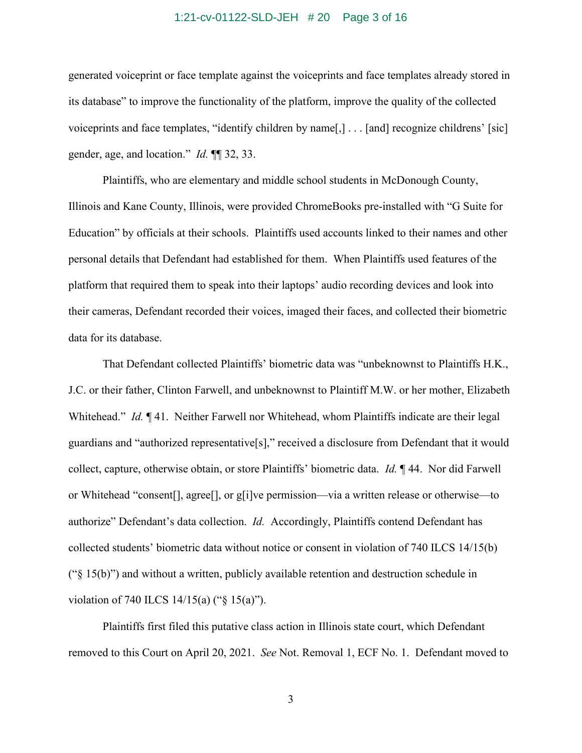generated voiceprint or face template against the voiceprints and face templates already stored in its database" to improve the functionality of the platform, improve the quality of the collected voiceprints and face templates, "identify children by name[,] . . . [and] recognize childrens' [sic] gender, age, and location." *Id.* ¶¶ 32, 33.

Plaintiffs, who are elementary and middle school students in McDonough County, Illinois and Kane County, Illinois, were provided ChromeBooks pre-installed with "G Suite for Education" by officials at their schools. Plaintiffs used accounts linked to their names and other personal details that Defendant had established for them. When Plaintiffs used features of the platform that required them to speak into their laptops' audio recording devices and look into their cameras, Defendant recorded their voices, imaged their faces, and collected their biometric data for its database.

That Defendant collected Plaintiffs' biometric data was "unbeknownst to Plaintiffs H.K., J.C. or their father, Clinton Farwell, and unbeknownst to Plaintiff M.W. or her mother, Elizabeth Whitehead." *Id.* ¶ 41. Neither Farwell nor Whitehead, whom Plaintiffs indicate are their legal guardians and "authorized representative[s]," received a disclosure from Defendant that it would collect, capture, otherwise obtain, or store Plaintiffs' biometric data. *Id.* ¶ 44. Nor did Farwell or Whitehead "consent[], agree[], or g[i]ve permission—via a written release or otherwise—to authorize" Defendant's data collection. *Id.* Accordingly, Plaintiffs contend Defendant has collected students' biometric data without notice or consent in violation of 740 ILCS 14/15(b) ("§ 15(b)") and without a written, publicly available retention and destruction schedule in violation of 740 ILCS 14/15(a) ("§ 15(a)").

Plaintiffs first filed this putative class action in Illinois state court, which Defendant removed to this Court on April 20, 2021. *See* Not. Removal 1, ECF No. 1. Defendant moved to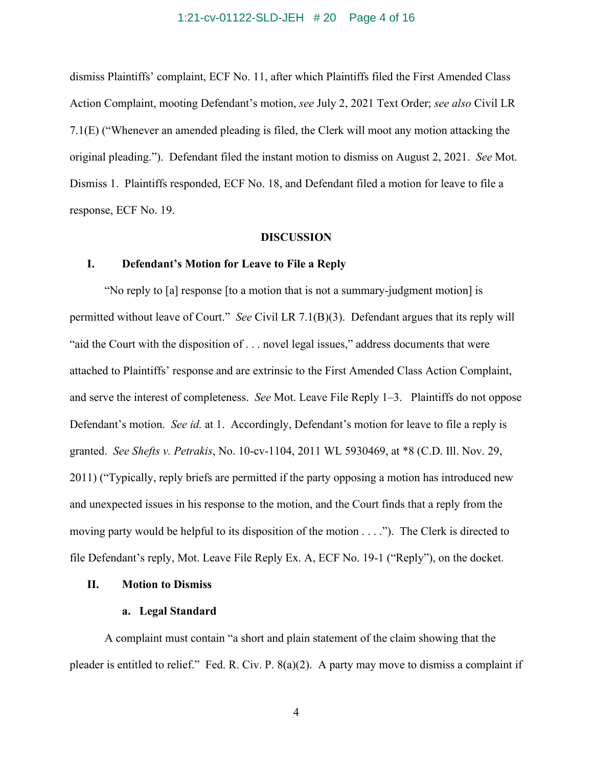dismiss Plaintiffs' complaint, ECF No. 11, after which Plaintiffs filed the First Amended Class Action Complaint, mooting Defendant's motion, *see* July 2, 2021 Text Order; *see also* Civil LR 7.1(E) ("Whenever an amended pleading is filed, the Clerk will moot any motion attacking the original pleading."). Defendant filed the instant motion to dismiss on August 2, 2021. *See* Mot. Dismiss 1. Plaintiffs responded, ECF No. 18, and Defendant filed a motion for leave to file a response, ECF No. 19.

**DISCUSSION**

**I. Defendant's Motion for Leave to File a Reply**

"No reply to [a] response [to a motion that is not a summary-judgment motion] is permitted without leave of Court." *See* Civil LR 7.1(B)(3). Defendant argues that its reply will "aid the Court with the disposition of . . . novel legal issues," address documents that were attached to Plaintiffs' response and are extrinsic to the First Amended Class Action Complaint, and serve the interest of completeness. *See* Mot. Leave File Reply 1–3. Plaintiffs do not oppose Defendant's motion. *See id.* at 1. Accordingly, Defendant's motion for leave to file a reply is granted. *See Shefts v. Petrakis*, No. 10-cv-1104, 2011 WL 5930469, at *8 (C.D. Ill. Nov. 29, 2011) ("Typically, reply briefs are permitted if the party opposing a motion has introduced new and unexpected issues in his response to the motion, and the Court finds that a reply from the moving party would be helpful to its disposition of the motion . . . ."). The Clerk is directed to file Defendant's reply, Mot. Leave File Reply Ex. A, ECF No. 19-1 ("Reply"), on the docket.

**II. Motion to Dismiss**

**a. Legal Standard**

A complaint must contain "a short and plain statement of the claim showing that the pleader is entitled to relief." Fed. R. Civ. P. 8(a)(2). A party may move to dismiss a complaint if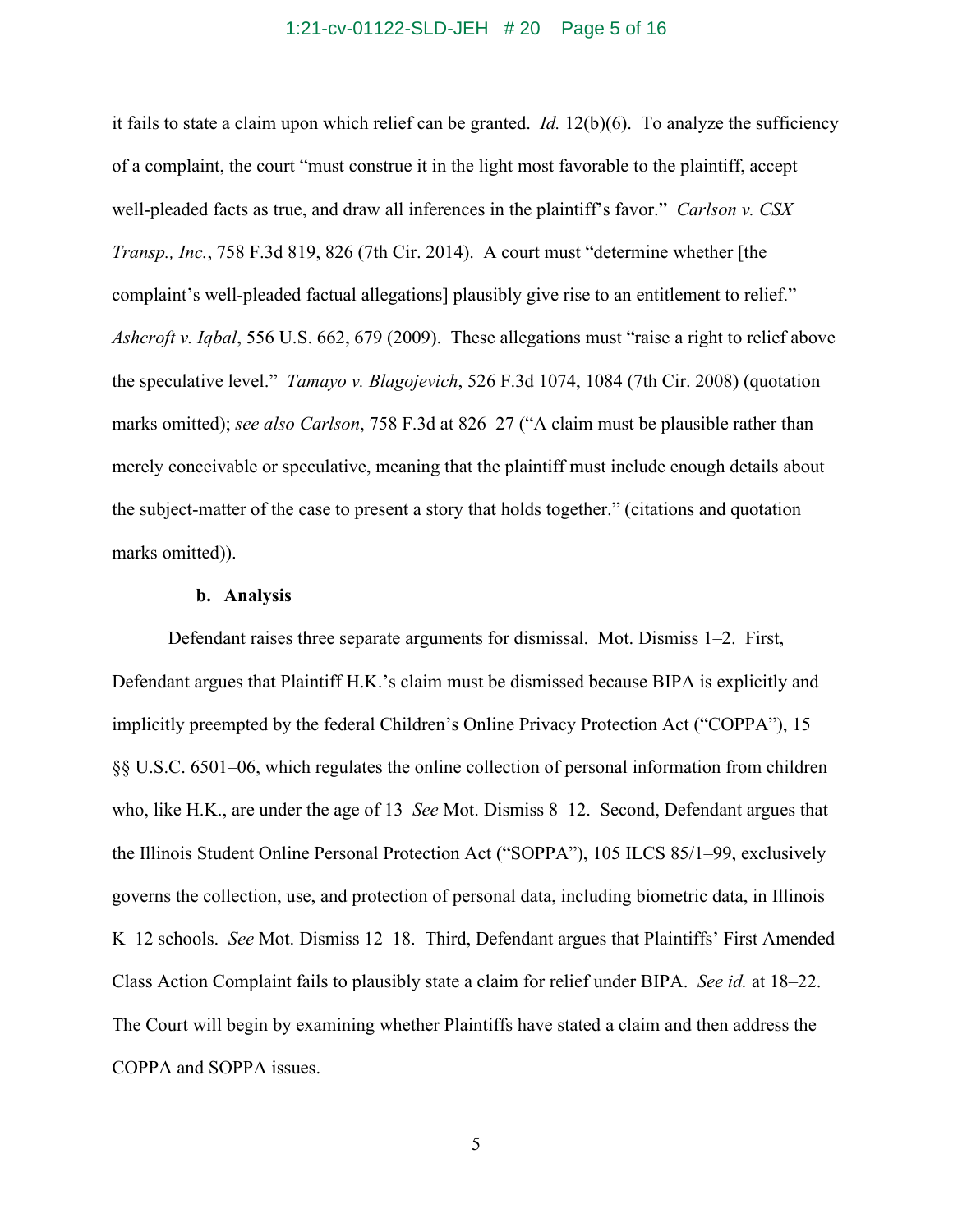it fails to state a claim upon which relief can be granted. *Id.* 12(b)(6). To analyze the sufficiency of a complaint, the court "must construe it in the light most favorable to the plaintiff, accept well-pleaded facts as true, and draw all inferences in the plaintiff's favor." *Carlson v. CSX Transp., Inc.*, 758 F.3d 819, 826 (7th Cir. 2014). A court must "determine whether [the complaint's well-pleaded factual allegations] plausibly give rise to an entitlement to relief." *Ashcroft v. Iqbal*, 556 U.S. 662, 679 (2009). These allegations must "raise a right to relief above the speculative level." *Tamayo v. Blagojevich*, 526 F.3d 1074, 1084 (7th Cir. 2008) (quotation marks omitted); *see also Carlson*, 758 F.3d at 826–27 ("A claim must be plausible rather than merely conceivable or speculative, meaning that the plaintiff must include enough details about the subject-matter of the case to present a story that holds together." (citations and quotation marks omitted)).

**b. Analysis**

Defendant raises three separate arguments for dismissal. Mot. Dismiss 1–2. First, Defendant argues that Plaintiff H.K.'s claim must be dismissed because BIPA is explicitly and implicitly preempted by the federal Children's Online Privacy Protection Act ("COPPA"), 15 §§ U.S.C. 6501–06, which regulates the online collection of personal information from children who, like H.K., are under the age of 13 *See* Mot. Dismiss 8–12. Second, Defendant argues that the Illinois Student Online Personal Protection Act ("SOPPA"), 105 ILCS 85/1–99, exclusively governs the collection, use, and protection of personal data, including biometric data, in Illinois K–12 schools. *See* Mot. Dismiss 12–18. Third, Defendant argues that Plaintiffs' First Amended Class Action Complaint fails to plausibly state a claim for relief under BIPA. *See id.* at 18–22. The Court will begin by examining whether Plaintiffs have stated a claim and then address the COPPA and SOPPA issues.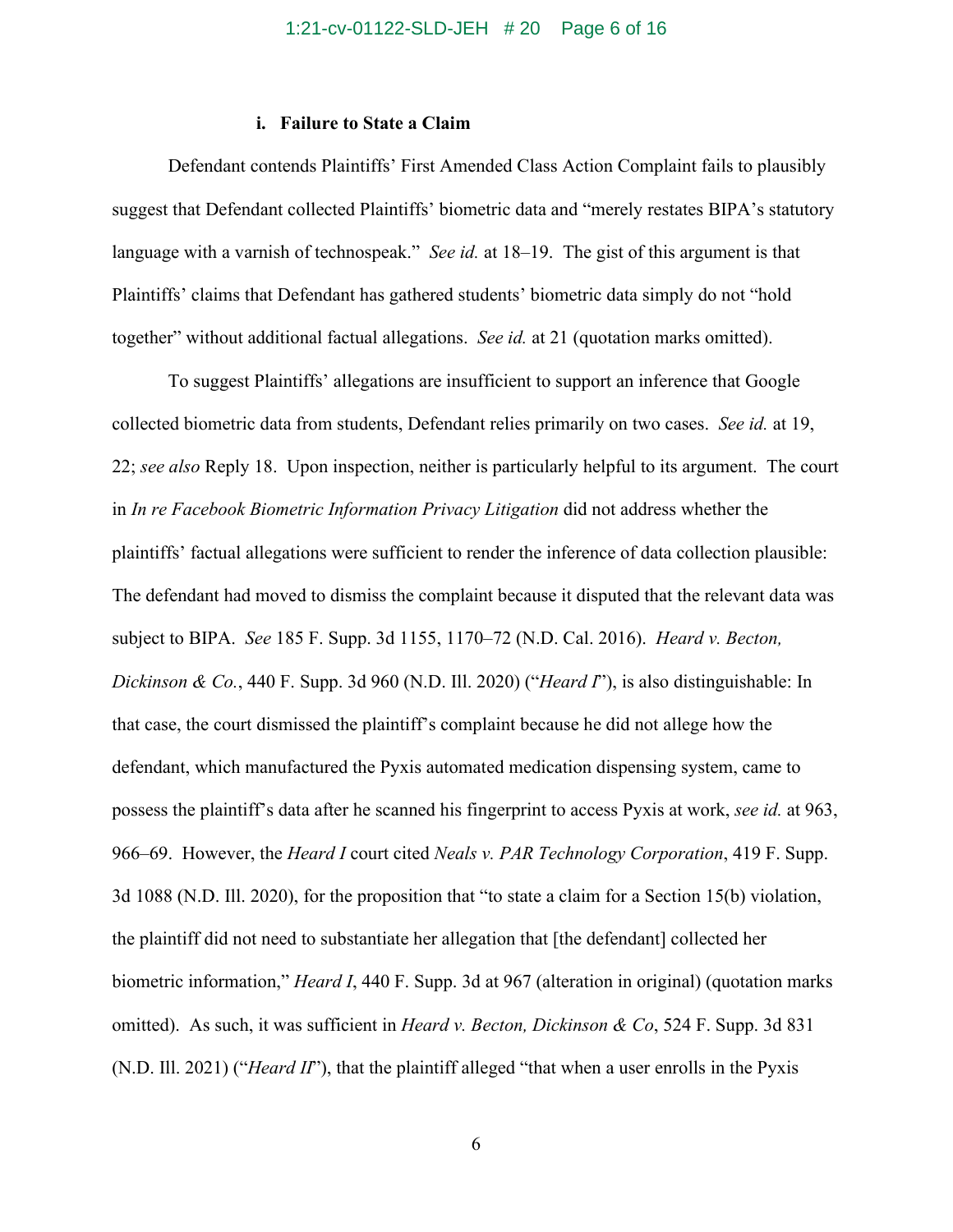#### i. Failure to State a Claim

Defendant contends Plaintiffs' First Amended Class Action Complaint fails to plausibly suggest that Defendant collected Plaintiffs' biometric data and "merely restates BIPA's statutory language with a varnish of technospeak." *See id.* at 18–19. The gist of this argument is that Plaintiffs' claims that Defendant has gathered students' biometric data simply do not "hold together" without additional factual allegations. *See id.* at 21 (quotation marks omitted).

To suggest Plaintiffs' allegations are insufficient to support an inference that Google collected biometric data from students, Defendant relies primarily on two cases. *See id.* at 19, 22; *see also* Reply 18. Upon inspection, neither is particularly helpful to its argument. The court in *In re Facebook Biometric Information Privacy Litigation* did not address whether the plaintiffs' factual allegations were sufficient to render the inference of data collection plausible: The defendant had moved to dismiss the complaint because it disputed that the relevant data was subject to BIPA. *See* 185 F. Supp. 3d 1155, 1170–72 (N.D. Cal. 2016). *Heard v. Becton, Dickinson & Co.*, 440 F. Supp. 3d 960 (N.D. Ill. 2020) ("*Heard I*"), is also distinguishable: In that case, the court dismissed the plaintiff's complaint because he did not allege how the defendant, which manufactured the Pyxis automated medication dispensing system, came to possess the plaintiff's data after he scanned his fingerprint to access Pyxis at work, *see id.* at 963, 966–69. However, the *Heard I* court cited *Neals v. PAR Technology Corporation*, 419 F. Supp. 3d 1088 (N.D. Ill. 2020), for the proposition that "to state a claim for a Section 15(b) violation, the plaintiff did not need to substantiate her allegation that [the defendant] collected her biometric information," *Heard I*, 440 F. Supp. 3d at 967 (alteration in original) (quotation marks omitted). As such, it was sufficient in *Heard v. Becton, Dickinson & Co*, 524 F. Supp. 3d 831 (N.D. Ill. 2021) ("*Heard II*"), that the plaintiff alleged "that when a user enrolls in the Pyxis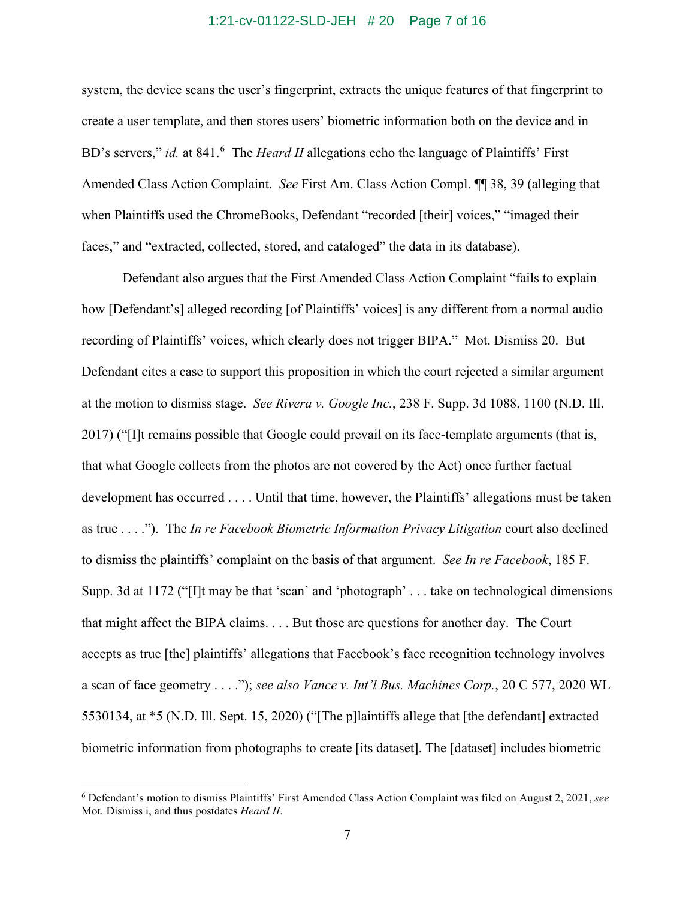system, the device scans the user's fingerprint, extracts the unique features of that fingerprint to create a user template, and then stores users' biometric information both on the device and in BD's servers," *id.* at 841.[6] The *Heard II* allegations echo the language of Plaintiffs' First Amended Class Action Complaint. *See* First Am. Class Action Compl. ¶¶ 38, 39 (alleging that when Plaintiffs used the ChromeBooks, Defendant "recorded [their] voices," "imaged their faces," and "extracted, collected, stored, and cataloged" the data in its database).

Defendant also argues that the First Amended Class Action Complaint "fails to explain how [Defendant's] alleged recording [of Plaintiffs' voices] is any different from a normal audio recording of Plaintiffs' voices, which clearly does not trigger BIPA." Mot. Dismiss 20. But Defendant cites a case to support this proposition in which the court rejected a similar argument at the motion to dismiss stage. *See Rivera v. Google Inc.*, 238 F. Supp. 3d 1088, 1100 (N.D. Ill. 2017) ("[I]t remains possible that Google could prevail on its face-template arguments (that is, that what Google collects from the photos are not covered by the Act) once further factual development has occurred . . . . Until that time, however, the Plaintiffs' allegations must be taken as true . . . ."). The *In re Facebook Biometric Information Privacy Litigation* court also declined to dismiss the plaintiffs' complaint on the basis of that argument. *See In re Facebook*, 185 F. Supp. 3d at 1172 ("[I]t may be that 'scan' and 'photograph' . . . take on technological dimensions that might affect the BIPA claims. . . . But those are questions for another day. The Court accepts as true [the] plaintiffs' allegations that Facebook's face recognition technology involves a scan of face geometry . . . ."); *see also Vance v. Int'l Bus. Machines Corp.*, 20 C 577, 2020 WL 5530134, at *5 (N.D. Ill. Sept. 15, 2020) ("[The p]laintiffs allege that [the defendant] extracted biometric information from photographs to create [its dataset]. The [dataset] includes biometric

[6] Defendant's motion to dismiss Plaintiffs' First Amended Class Action Complaint was filed on August 2, 2021, *see* Mot. Dismiss i, and thus postdates *Heard II*.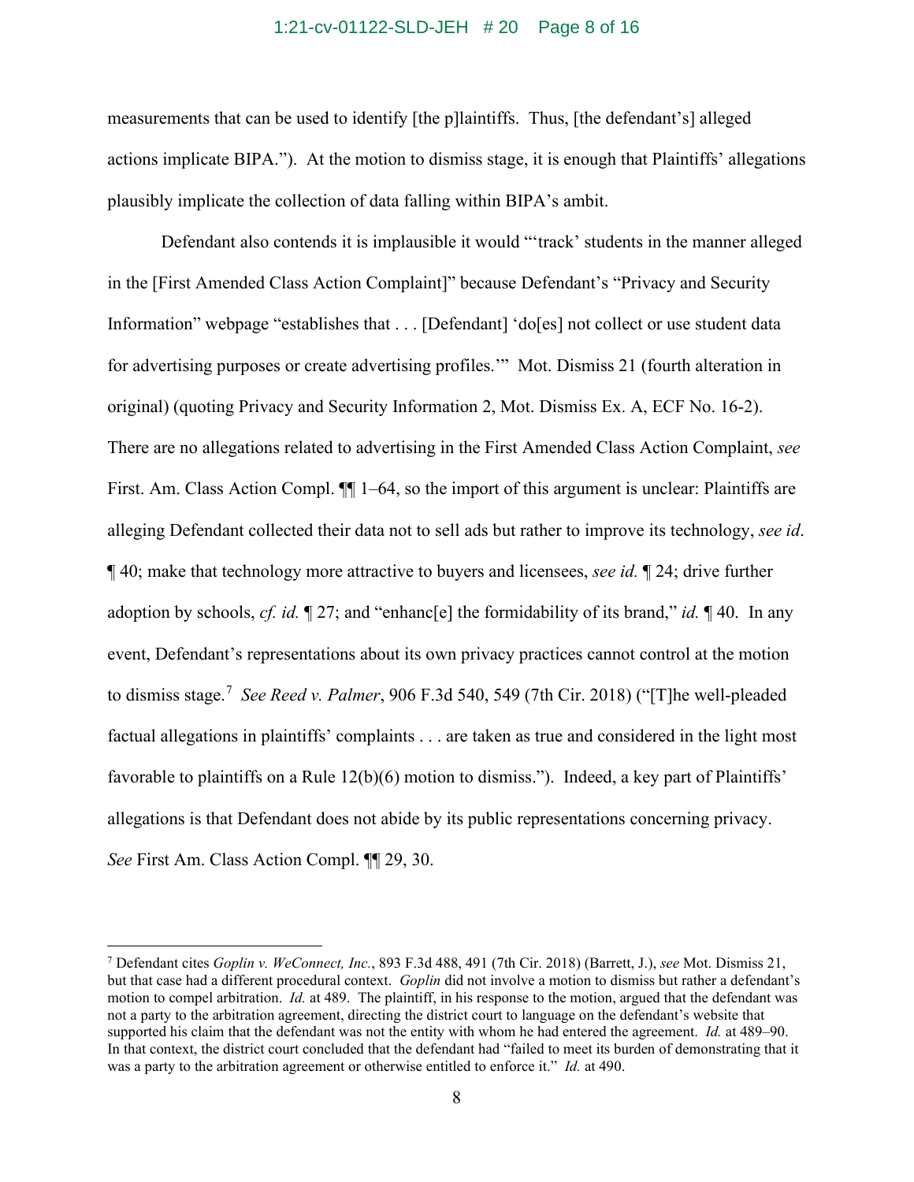measurements that can be used to identify [the p]laintiffs. Thus, [the defendant's] alleged actions implicate BIPA."). At the motion to dismiss stage, it is enough that Plaintiffs' allegations plausibly implicate the collection of data falling within BIPA's ambit.

Defendant also contends it is implausible it would "'track' students in the manner alleged in the [First Amended Class Action Complaint]" because Defendant's "Privacy and Security Information" webpage "establishes that . . . [Defendant] 'do[es] not collect or use student data for advertising purposes or create advertising profiles.'" Mot. Dismiss 21 (fourth alteration in original) (quoting Privacy and Security Information 2, Mot. Dismiss Ex. A, ECF No. 16-2). There are no allegations related to advertising in the First Amended Class Action Complaint, *see* First. Am. Class Action Compl. ¶¶ 1–64, so the import of this argument is unclear: Plaintiffs are alleging Defendant collected their data not to sell ads but rather to improve its technology, *see id*. ¶ 40; make that technology more attractive to buyers and licensees, *see id.* ¶ 24; drive further adoption by schools, *cf. id.* ¶ 27; and "enhanc[e] the formidability of its brand," *id.* ¶ 40. In any event, Defendant's representations about its own privacy practices cannot control at the motion to dismiss stage.[7] *See Reed v. Palmer*, 906 F.3d 540, 549 (7th Cir. 2018) ("[T]he well-pleaded factual allegations in plaintiffs' complaints . . . are taken as true and considered in the light most favorable to plaintiffs on a Rule 12(b)(6) motion to dismiss."). Indeed, a key part of Plaintiffs' allegations is that Defendant does not abide by its public representations concerning privacy. *See* First Am. Class Action Compl. ¶¶ 29, 30.

---

[7] Defendant cites *Goplin v. WeConnect, Inc.*, 893 F.3d 488, 491 (7th Cir. 2018) (Barrett, J.), *see* Mot. Dismiss 21, but that case had a different procedural context. *Goplin* did not involve a motion to dismiss but rather a defendant's motion to compel arbitration. *Id.* at 489. The plaintiff, in his response to the motion, argued that the defendant was not a party to the arbitration agreement, directing the district court to language on the defendant's website that supported his claim that the defendant was not the entity with whom he had entered the agreement. *Id.* at 489–90. In that context, the district court concluded that the defendant had "failed to meet its burden of demonstrating that it was a party to the arbitration agreement or otherwise entitled to enforce it." *Id.* at 490.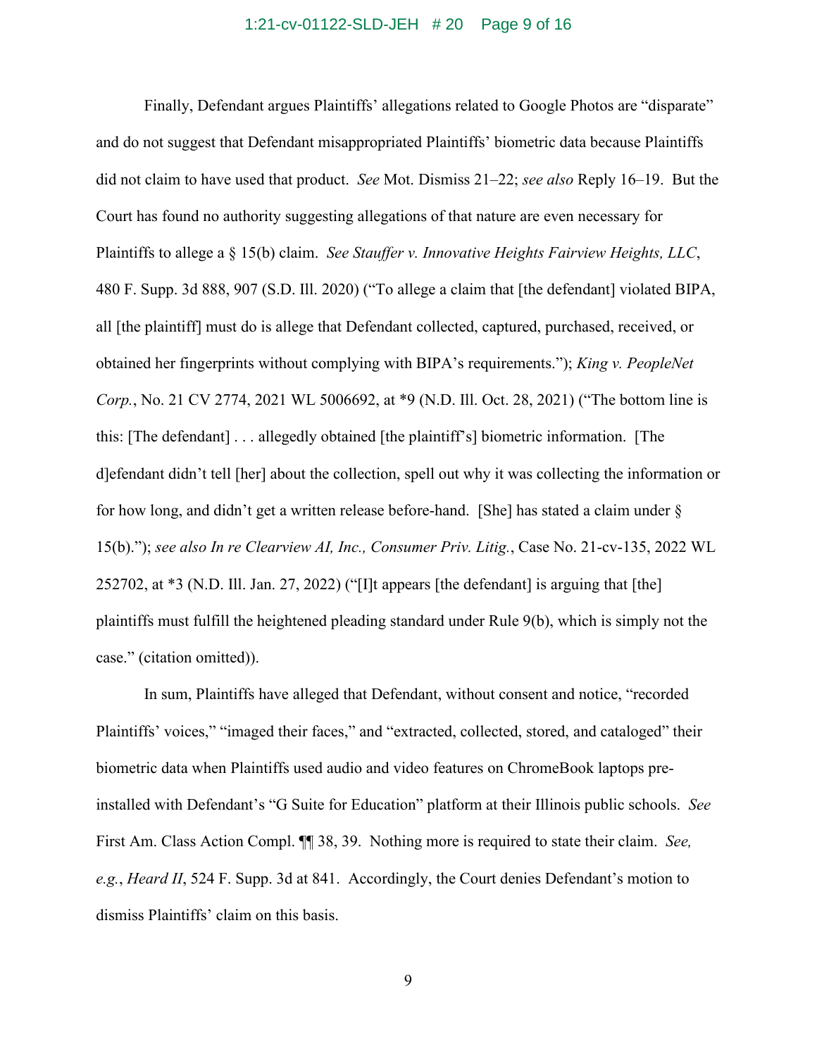Finally, Defendant argues Plaintiffs' allegations related to Google Photos are "disparate" and do not suggest that Defendant misappropriated Plaintiffs' biometric data because Plaintiffs did not claim to have used that product. *See* Mot. Dismiss 21–22; *see also* Reply 16–19. But the Court has found no authority suggesting allegations of that nature are even necessary for Plaintiffs to allege a § 15(b) claim. *See Stauffer v. Innovative Heights Fairview Heights, LLC*, 480 F. Supp. 3d 888, 907 (S.D. Ill. 2020) ("To allege a claim that [the defendant] violated BIPA, all [the plaintiff] must do is allege that Defendant collected, captured, purchased, received, or obtained her fingerprints without complying with BIPA's requirements."); *King v. PeopleNet Corp.*, No. 21 CV 2774, 2021 WL 5006692, at *9 (N.D. Ill. Oct. 28, 2021) ("The bottom line is this: [The defendant] . . . allegedly obtained [the plaintiff's] biometric information. [The d]efendant didn't tell [her] about the collection, spell out why it was collecting the information or for how long, and didn't get a written release before-hand. [She] has stated a claim under § 15(b)."); *see also In re Clearview AI, Inc., Consumer Priv. Litig.*, Case No. 21-cv-135, 2022 WL 252702, at *3 (N.D. Ill. Jan. 27, 2022) ("[I]t appears [the defendant] is arguing that [the] plaintiffs must fulfill the heightened pleading standard under Rule 9(b), which is simply not the case." (citation omitted)).

In sum, Plaintiffs have alleged that Defendant, without consent and notice, "recorded Plaintiffs' voices," "imaged their faces," and "extracted, collected, stored, and cataloged" their biometric data when Plaintiffs used audio and video features on ChromeBook laptops pre-installed with Defendant's "G Suite for Education" platform at their Illinois public schools. *See* First Am. Class Action Compl. ¶¶ 38, 39. Nothing more is required to state their claim. *See, e.g.*, *Heard II*, 524 F. Supp. 3d at 841. Accordingly, the Court denies Defendant's motion to dismiss Plaintiffs' claim on this basis.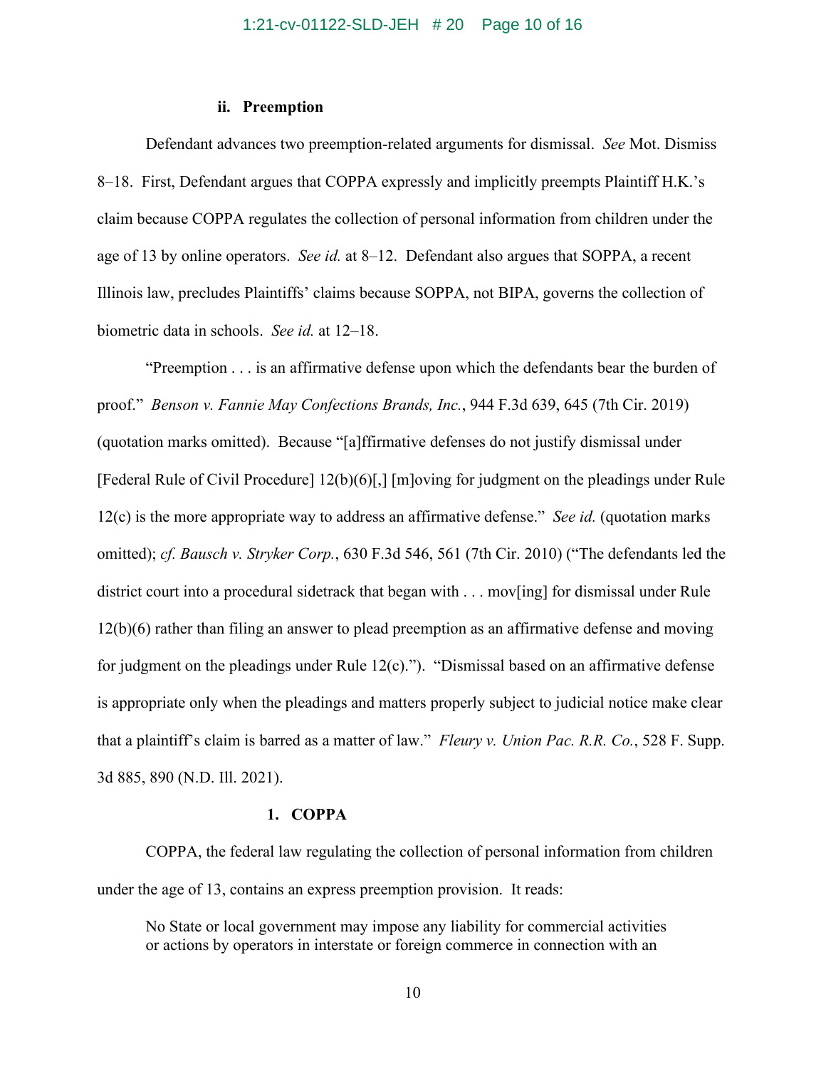### ii. Preemption

Defendant advances two preemption-related arguments for dismissal. *See* Mot. Dismiss 8–18. First, Defendant argues that COPPA expressly and implicitly preempts Plaintiff H.K.'s claim because COPPA regulates the collection of personal information from children under the age of 13 by online operators. *See id.* at 8–12. Defendant also argues that SOPPA, a recent Illinois law, precludes Plaintiffs' claims because SOPPA, not BIPA, governs the collection of biometric data in schools. *See id.* at 12–18.

"Preemption . . . is an affirmative defense upon which the defendants bear the burden of proof." *Benson v. Fannie May Confections Brands, Inc.*, 944 F.3d 639, 645 (7th Cir. 2019) (quotation marks omitted). Because "[a]ffirmative defenses do not justify dismissal under [Federal Rule of Civil Procedure] 12(b)(6)[,] [m]oving for judgment on the pleadings under Rule 12(c) is the more appropriate way to address an affirmative defense." *See id.* (quotation marks omitted); *cf. Bausch v. Stryker Corp.*, 630 F.3d 546, 561 (7th Cir. 2010) ("The defendants led the district court into a procedural sidetrack that began with . . . mov[ing] for dismissal under Rule 12(b)(6) rather than filing an answer to plead preemption as an affirmative defense and moving for judgment on the pleadings under Rule 12(c)."). "Dismissal based on an affirmative defense is appropriate only when the pleadings and matters properly subject to judicial notice make clear that a plaintiff's claim is barred as a matter of law." *Fleury v. Union Pac. R.R. Co.*, 528 F. Supp. 3d 885, 890 (N.D. Ill. 2021).

#### 1. COPPA

COPPA, the federal law regulating the collection of personal information from children under the age of 13, contains an express preemption provision. It reads:

> No State or local government may impose any liability for commercial activities or actions by operators in interstate or foreign commerce in connection with an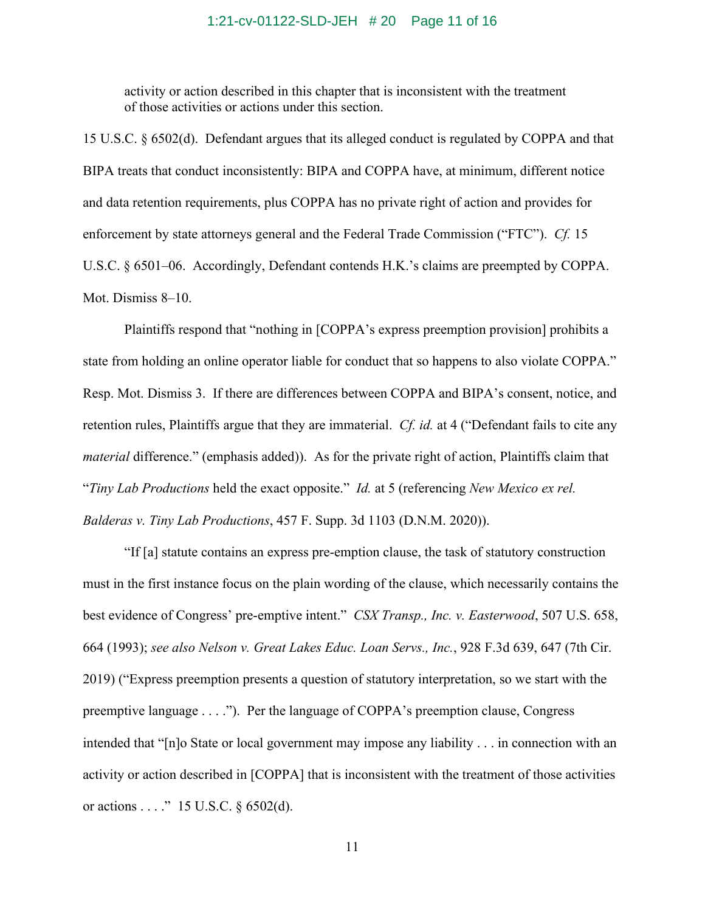> activity or action described in this chapter that is inconsistent with the treatment of those activities or actions under this section.

15 U.S.C. § 6502(d). Defendant argues that its alleged conduct is regulated by COPPA and that BIPA treats that conduct inconsistently: BIPA and COPPA have, at minimum, different notice and data retention requirements, plus COPPA has no private right of action and provides for enforcement by state attorneys general and the Federal Trade Commission ("FTC"). *Cf.* 15 U.S.C. § 6501–06. Accordingly, Defendant contends H.K.'s claims are preempted by COPPA. Mot. Dismiss 8–10.

Plaintiffs respond that "nothing in [COPPA's express preemption provision] prohibits a state from holding an online operator liable for conduct that so happens to also violate COPPA." Resp. Mot. Dismiss 3. If there are differences between COPPA and BIPA's consent, notice, and retention rules, Plaintiffs argue that they are immaterial. *Cf. id.* at 4 ("Defendant fails to cite any *material* difference." (emphasis added)). As for the private right of action, Plaintiffs claim that "*Tiny Lab Productions* held the exact opposite." *Id.* at 5 (referencing *New Mexico ex rel. Balderas v. Tiny Lab Productions*, 457 F. Supp. 3d 1103 (D.N.M. 2020)).

"If [a] statute contains an express pre-emption clause, the task of statutory construction must in the first instance focus on the plain wording of the clause, which necessarily contains the best evidence of Congress' pre-emptive intent." *CSX Transp., Inc. v. Easterwood*, 507 U.S. 658, 664 (1993); *see also Nelson v. Great Lakes Educ. Loan Servs., Inc.*, 928 F.3d 639, 647 (7th Cir. 2019) ("Express preemption presents a question of statutory interpretation, so we start with the preemptive language . . . ."). Per the language of COPPA's preemption clause, Congress intended that "[n]o State or local government may impose any liability . . . in connection with an activity or action described in [COPPA] that is inconsistent with the treatment of those activities or actions . . . ." 15 U.S.C. § 6502(d).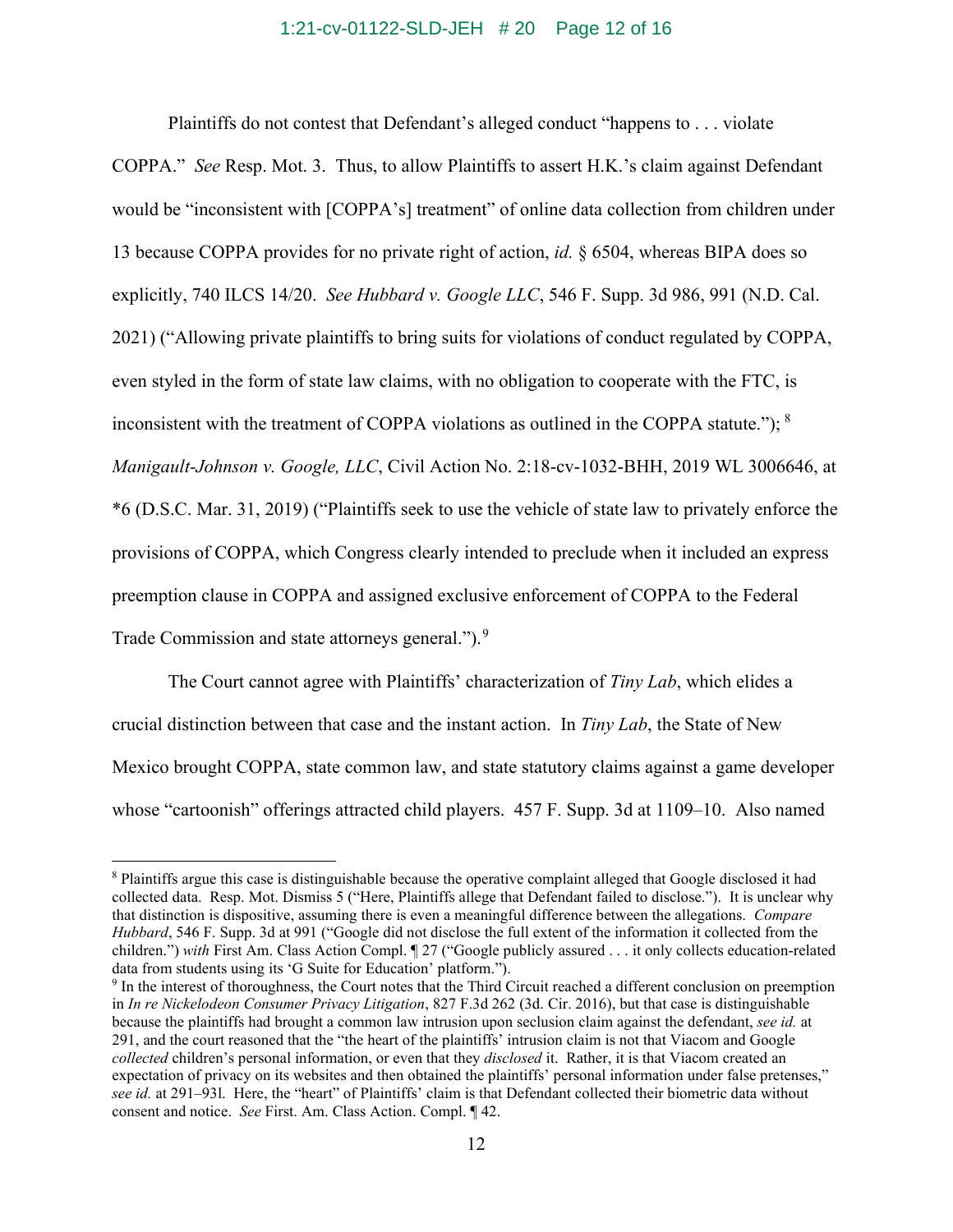Plaintiffs do not contest that Defendant's alleged conduct "happens to . . . violate COPPA." *See* Resp. Mot. 3. Thus, to allow Plaintiffs to assert H.K.'s claim against Defendant would be "inconsistent with [COPPA's] treatment" of online data collection from children under 13 because COPPA provides for no private right of action, *id.* § 6504, whereas BIPA does so explicitly, 740 ILCS 14/20. *See Hubbard v. Google LLC*, 546 F. Supp. 3d 986, 991 (N.D. Cal. 2021) ("Allowing private plaintiffs to bring suits for violations of conduct regulated by COPPA, even styled in the form of state law claims, with no obligation to cooperate with the FTC, is inconsistent with the treatment of COPPA violations as outlined in the COPPA statute."); [8] *Manigault-Johnson v. Google, LLC*, Civil Action No. 2:18-cv-1032-BHH, 2019 WL 3006646, at *6 (D.S.C. Mar. 31, 2019) ("Plaintiffs seek to use the vehicle of state law to privately enforce the provisions of COPPA, which Congress clearly intended to preclude when it included an express preemption clause in COPPA and assigned exclusive enforcement of COPPA to the Federal Trade Commission and state attorneys general.").[9]

The Court cannot agree with Plaintiffs' characterization of *Tiny Lab*, which elides a crucial distinction between that case and the instant action. In *Tiny Lab*, the State of New Mexico brought COPPA, state common law, and state statutory claims against a game developer whose "cartoonish" offerings attracted child players. 457 F. Supp. 3d at 1109–10. Also named

---

[8] Plaintiffs argue this case is distinguishable because the operative complaint alleged that Google disclosed it had collected data. Resp. Mot. Dismiss 5 ("Here, Plaintiffs allege that Defendant failed to disclose."). It is unclear why that distinction is dispositive, assuming there is even a meaningful difference between the allegations. *Compare Hubbard*, 546 F. Supp. 3d at 991 ("Google did not disclose the full extent of the information it collected from the children.") *with* First Am. Class Action Compl. ¶ 27 ("Google publicly assured . . . it only collects education-related data from students using its 'G Suite for Education' platform.").

[9] In the interest of thoroughness, the Court notes that the Third Circuit reached a different conclusion on preemption in *In re Nickelodeon Consumer Privacy Litigation*, 827 F.3d 262 (3d. Cir. 2016), but that case is distinguishable because the plaintiffs had brought a common law intrusion upon seclusion claim against the defendant, *see id.* at 291, and the court reasoned that the "the heart of the plaintiffs' intrusion claim is not that Viacom and Google *collected* children's personal information, or even that they *disclosed* it. Rather, it is that Viacom created an expectation of privacy on its websites and then obtained the plaintiffs' personal information under false pretenses," *see id.* at 291–93l. Here, the "heart" of Plaintiffs' claim is that Defendant collected their biometric data without consent and notice. *See* First Am. Class Action. Compl. ¶ 42.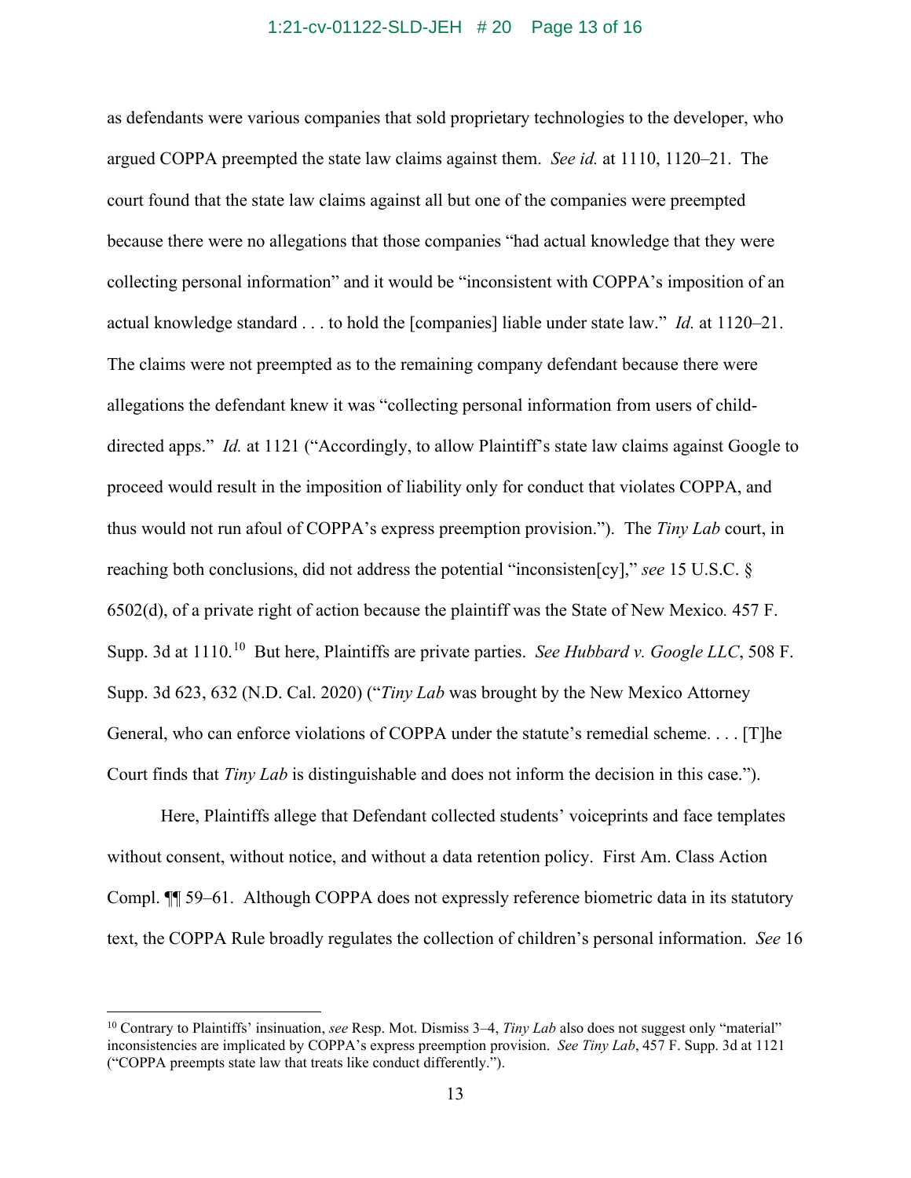as defendants were various companies that sold proprietary technologies to the developer, who argued COPPA preempted the state law claims against them. *See id.* at 1110, 1120–21. The court found that the state law claims against all but one of the companies were preempted because there were no allegations that those companies "had actual knowledge that they were collecting personal information" and it would be "inconsistent with COPPA's imposition of an actual knowledge standard . . . to hold the [companies] liable under state law." *Id.* at 1120–21. The claims were not preempted as to the remaining company defendant because there were allegations the defendant knew it was "collecting personal information from users of child-directed apps." *Id.* at 1121 ("Accordingly, to allow Plaintiff's state law claims against Google to proceed would result in the imposition of liability only for conduct that violates COPPA, and thus would not run afoul of COPPA's express preemption provision."). The *Tiny Lab* court, in reaching both conclusions, did not address the potential "inconsisten[cy]," *see* 15 U.S.C. § 6502(d), of a private right of action because the plaintiff was the State of New Mexico. 457 F. Supp. 3d at 1110.[10] But here, Plaintiffs are private parties. *See Hubbard v. Google LLC*, 508 F. Supp. 3d 623, 632 (N.D. Cal. 2020) ("*Tiny Lab* was brought by the New Mexico Attorney General, who can enforce violations of COPPA under the statute's remedial scheme. . . . [T]he Court finds that *Tiny Lab* is distinguishable and does not inform the decision in this case.").

Here, Plaintiffs allege that Defendant collected students' voiceprints and face templates without consent, without notice, and without a data retention policy. First Am. Class Action Compl. ¶¶ 59–61. Although COPPA does not expressly reference biometric data in its statutory text, the COPPA Rule broadly regulates the collection of children's personal information. *See* 16

---

[10] Contrary to Plaintiffs' insinuation, *see* Resp. Mot. Dismiss 3–4, *Tiny Lab* also does not suggest only "material" inconsistencies are implicated by COPPA's express preemption provision. *See Tiny Lab*, 457 F. Supp. 3d at 1121 ("COPPA preempts state law that treats like conduct differently.").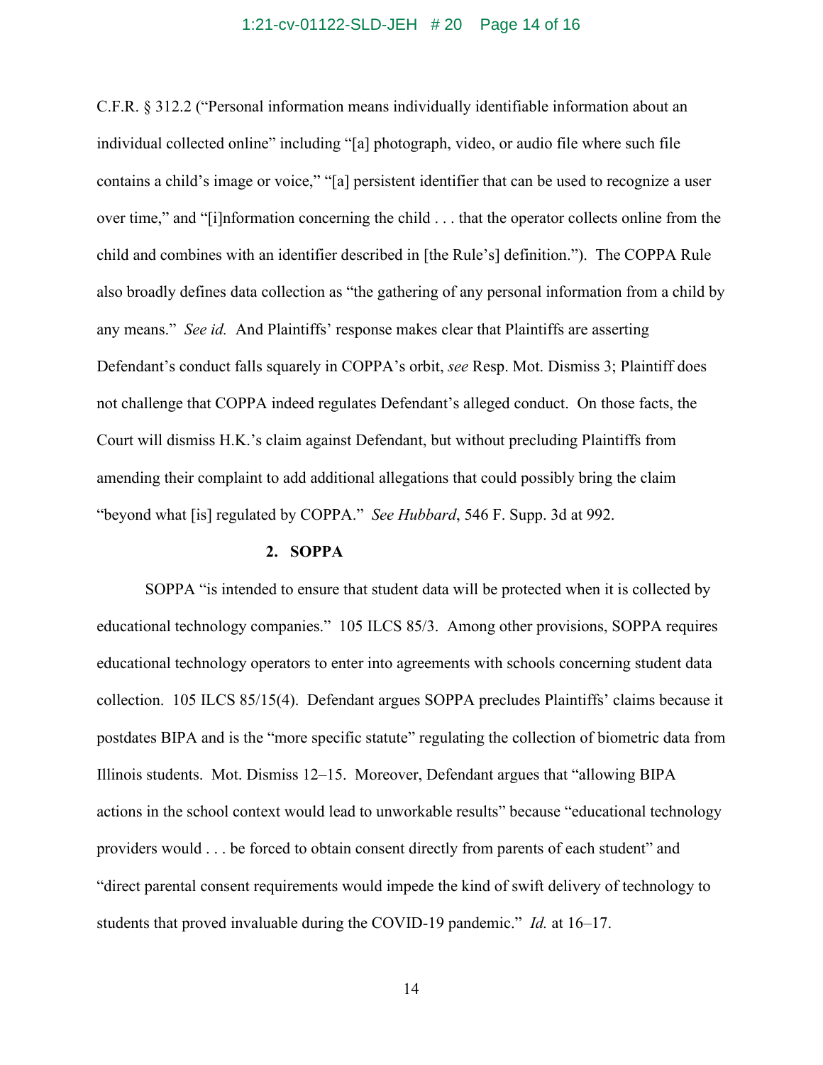C.F.R. § 312.2 ("Personal information means individually identifiable information about an individual collected online" including "[a] photograph, video, or audio file where such file contains a child's image or voice," "[a] persistent identifier that can be used to recognize a user over time," and "[i]nformation concerning the child . . . that the operator collects online from the child and combines with an identifier described in [the Rule's] definition."). The COPPA Rule also broadly defines data collection as "the gathering of any personal information from a child by any means." *See id.* And Plaintiffs' response makes clear that Plaintiffs are asserting Defendant's conduct falls squarely in COPPA's orbit, *see* Resp. Mot. Dismiss 3; Plaintiff does not challenge that COPPA indeed regulates Defendant's alleged conduct. On those facts, the Court will dismiss H.K.'s claim against Defendant, but without precluding Plaintiffs from amending their complaint to add additional allegations that could possibly bring the claim "beyond what [is] regulated by COPPA." *See Hubbard*, 546 F. Supp. 3d at 992.

**2. SOPPA**

SOPPA "is intended to ensure that student data will be protected when it is collected by educational technology companies." 105 ILCS 85/3. Among other provisions, SOPPA requires educational technology operators to enter into agreements with schools concerning student data collection. 105 ILCS 85/15(4). Defendant argues SOPPA precludes Plaintiffs' claims because it postdates BIPA and is the "more specific statute" regulating the collection of biometric data from Illinois students. Mot. Dismiss 12–15. Moreover, Defendant argues that "allowing BIPA actions in the school context would lead to unworkable results" because "educational technology providers would . . . be forced to obtain consent directly from parents of each student" and "direct parental consent requirements would impede the kind of swift delivery of technology to students that proved invaluable during the COVID-19 pandemic." *Id.* at 16–17.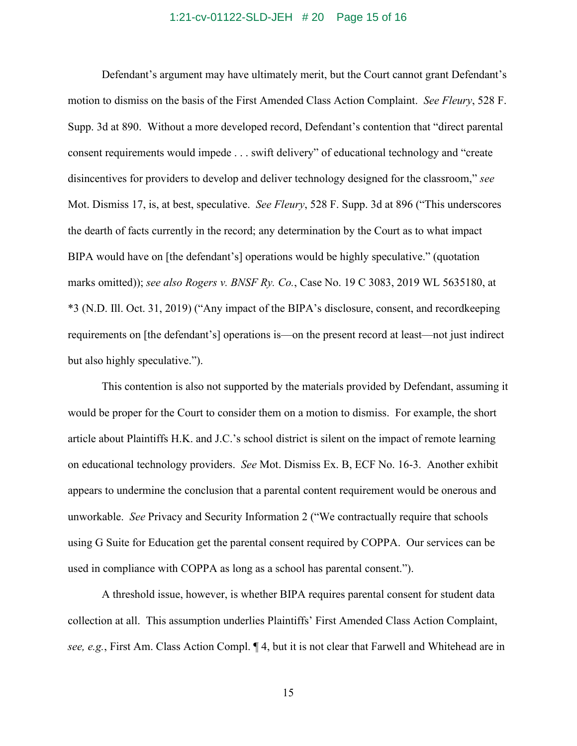Defendant's argument may have ultimately merit, but the Court cannot grant Defendant's motion to dismiss on the basis of the First Amended Class Action Complaint. *See Fleury*, 528 F. Supp. 3d at 890. Without a more developed record, Defendant's contention that "direct parental consent requirements would impede . . . swift delivery" of educational technology and "create disincentives for providers to develop and deliver technology designed for the classroom," *see* Mot. Dismiss 17, is, at best, speculative. *See Fleury*, 528 F. Supp. 3d at 896 ("This underscores the dearth of facts currently in the record; any determination by the Court as to what impact BIPA would have on [the defendant's] operations would be highly speculative." (quotation marks omitted)); *see also Rogers v. BNSF Ry. Co.*, Case No. 19 C 3083, 2019 WL 5635180, at *3 (N.D. Ill. Oct. 31, 2019) ("Any impact of the BIPA's disclosure, consent, and recordkeeping requirements on [the defendant's] operations is—on the present record at least—not just indirect but also highly speculative.").

This contention is also not supported by the materials provided by Defendant, assuming it would be proper for the Court to consider them on a motion to dismiss. For example, the short article about Plaintiffs H.K. and J.C.'s school district is silent on the impact of remote learning on educational technology providers. *See* Mot. Dismiss Ex. B, ECF No. 16-3. Another exhibit appears to undermine the conclusion that a parental content requirement would be onerous and unworkable. *See* Privacy and Security Information 2 ("We contractually require that schools using G Suite for Education get the parental consent required by COPPA. Our services can be used in compliance with COPPA as long as a school has parental consent.").

A threshold issue, however, is whether BIPA requires parental consent for student data collection at all. This assumption underlies Plaintiffs' First Amended Class Action Complaint, *see, e.g.*, First Am. Class Action Compl. ¶ 4, but it is not clear that Farwell and Whitehead are in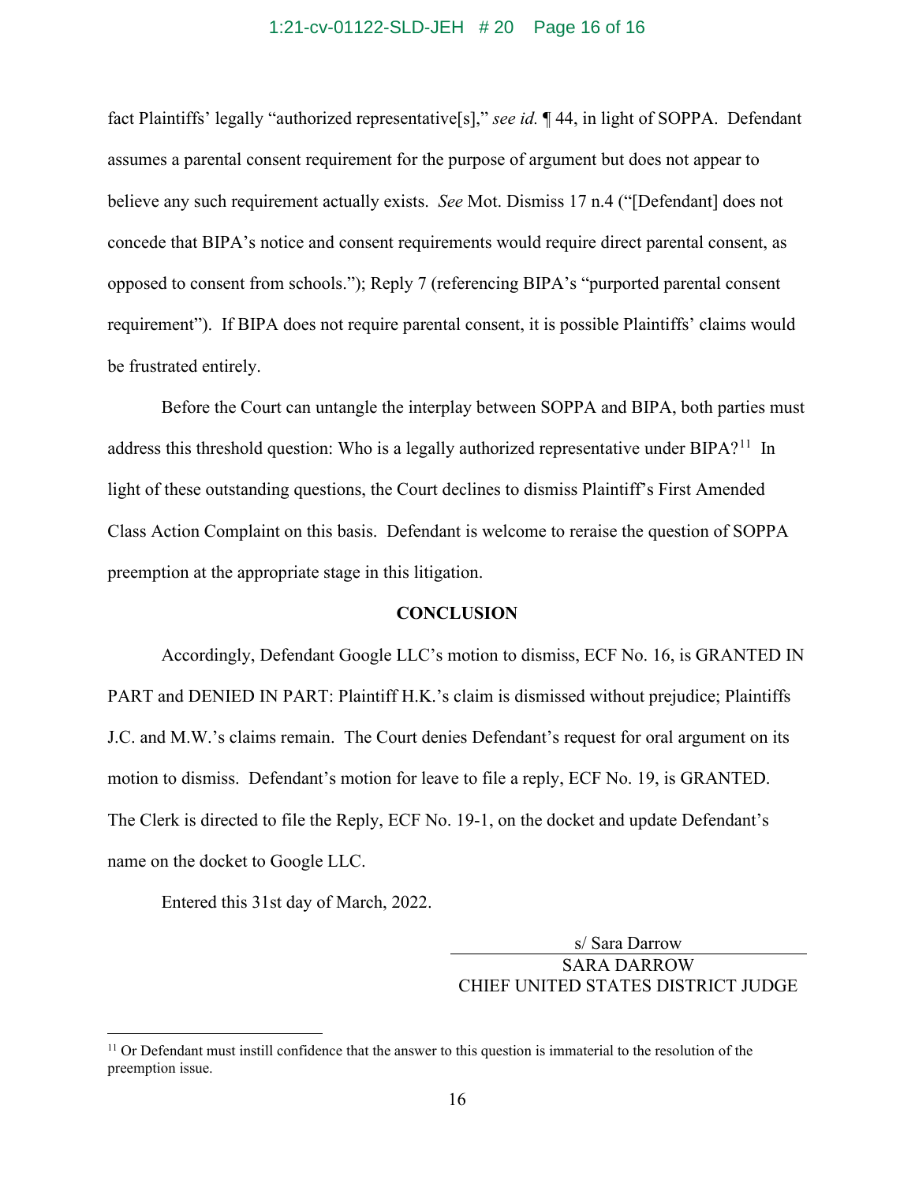fact Plaintiffs' legally "authorized representative[s]," *see id.* ¶ 44, in light of SOPPA. Defendant assumes a parental consent requirement for the purpose of argument but does not appear to believe any such requirement actually exists. *See* Mot. Dismiss 17 n.4 ("[Defendant] does not concede that BIPA's notice and consent requirements would require direct parental consent, as opposed to consent from schools."); Reply 7 (referencing BIPA's "purported parental consent requirement"). If BIPA does not require parental consent, it is possible Plaintiffs' claims would be frustrated entirely.

Before the Court can untangle the interplay between SOPPA and BIPA, both parties must address this threshold question: Who is a legally authorized representative under BIPA?[11] In light of these outstanding questions, the Court declines to dismiss Plaintiff's First Amended Class Action Complaint on this basis. Defendant is welcome to reraise the question of SOPPA preemption at the appropriate stage in this litigation.

**CONCLUSION**

Accordingly, Defendant Google LLC's motion to dismiss, ECF No. 16, is GRANTED IN PART and DENIED IN PART: Plaintiff H.K.'s claim is dismissed without prejudice; Plaintiffs J.C. and M.W.'s claims remain. The Court denies Defendant's request for oral argument on its motion to dismiss. Defendant's motion for leave to file a reply, ECF No. 19, is GRANTED. The Clerk is directed to file the Reply, ECF No. 19-1, on the docket and update Defendant's name on the docket to Google LLC.

Entered this 31st day of March, 2022.

s/ Sara Darrow
SARA DARROW
CHIEF UNITED STATES DISTRICT JUDGE

---

[11] Or Defendant must instill confidence that the answer to this question is immaterial to the resolution of the preemption issue.